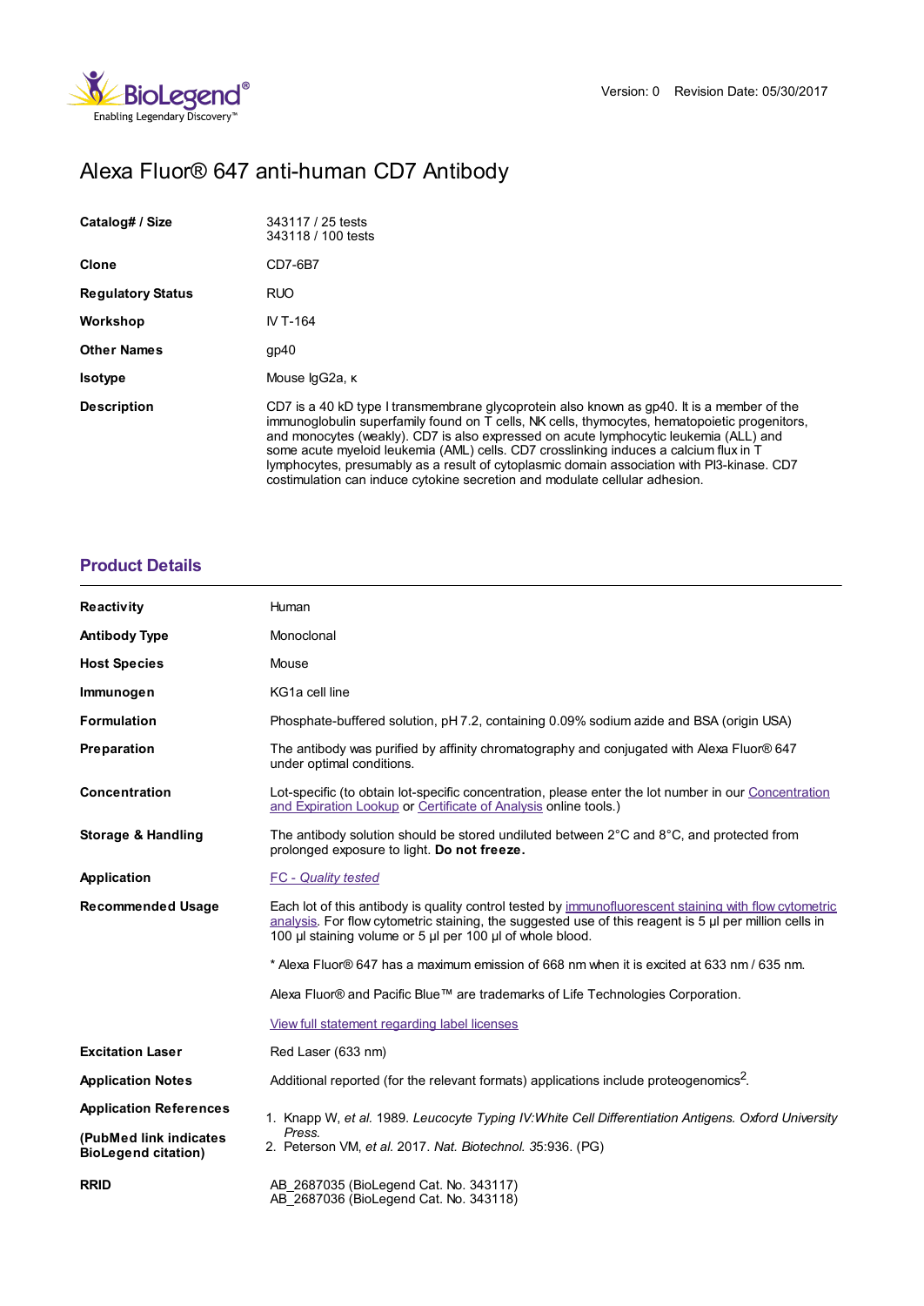Version: 0    Revision Date: 05/30/2017

# Alexa Fluor® 647 anti-human CD7 Antibody

| | |
|---|---|
| **Catalog# / Size** | 343117 / 25 tests<br>343118 / 100 tests |
| **Clone** | CD7-6B7 |
| **Regulatory Status** | RUO |
| **Workshop** | IV T-164 |
| **Other Names** | gp40 |
| **Isotype** | Mouse IgG2a, κ |
| **Description** | CD7 is a 40 kD type I transmembrane glycoprotein also known as gp40. It is a member of the immunoglobulin superfamily found on T cells, NK cells, thymocytes, hematopoietic progenitors, and monocytes (weakly). CD7 is also expressed on acute lymphocytic leukemia (ALL) and some acute myeloid leukemia (AML) cells. CD7 crosslinking induces a calcium flux in T lymphocytes, presumably as a result of cytoplasmic domain association with PI3-kinase. CD7 costimulation can induce cytokine secretion and modulate cellular adhesion. |

## Product Details

| | |
|---|---|
| **Reactivity** | Human |
| **Antibody Type** | Monoclonal |
| **Host Species** | Mouse |
| **Immunogen** | KG1a cell line |
| **Formulation** | Phosphate-buffered solution, pH 7.2, containing 0.09% sodium azide and BSA (origin USA) |
| **Preparation** | The antibody was purified by affinity chromatography and conjugated with Alexa Fluor® 647 under optimal conditions. |
| **Concentration** | Lot-specific (to obtain lot-specific concentration, please enter the lot number in our Concentration and Expiration Lookup or Certificate of Analysis online tools.) |
| **Storage & Handling** | The antibody solution should be stored undiluted between 2°C and 8°C, and protected from prolonged exposure to light. **Do not freeze.** |
| **Application** | *FC - Quality tested* |
| **Recommended Usage** | Each lot of this antibody is quality control tested by immunofluorescent staining with flow cytometric analysis. For flow cytometric staining, the suggested use of this reagent is 5 µl per million cells in 100 µl staining volume or 5 µl per 100 µl of whole blood.<br><br>* Alexa Fluor® 647 has a maximum emission of 668 nm when it is excited at 633 nm / 635 nm.<br><br>Alexa Fluor® and Pacific Blue™ are trademarks of Life Technologies Corporation.<br><br>View full statement regarding label licenses |
| **Excitation Laser** | Red Laser (633 nm) |
| **Application Notes** | Additional reported (for the relevant formats) applications include proteogenomics[2]. |
| **Application References (PubMed link indicates BioLegend citation)** | 1. Knapp W, *et al.* 1989. *Leucocyte Typing IV:White Cell Differentiation Antigens. Oxford University Press.*<br>2. Peterson VM, *et al.* 2017. *Nat. Biotechnol.* 35:936. (PG) |
| **RRID** | AB_2687035 (BioLegend Cat. No. 343117)<br>AB_2687036 (BioLegend Cat. No. 343118) |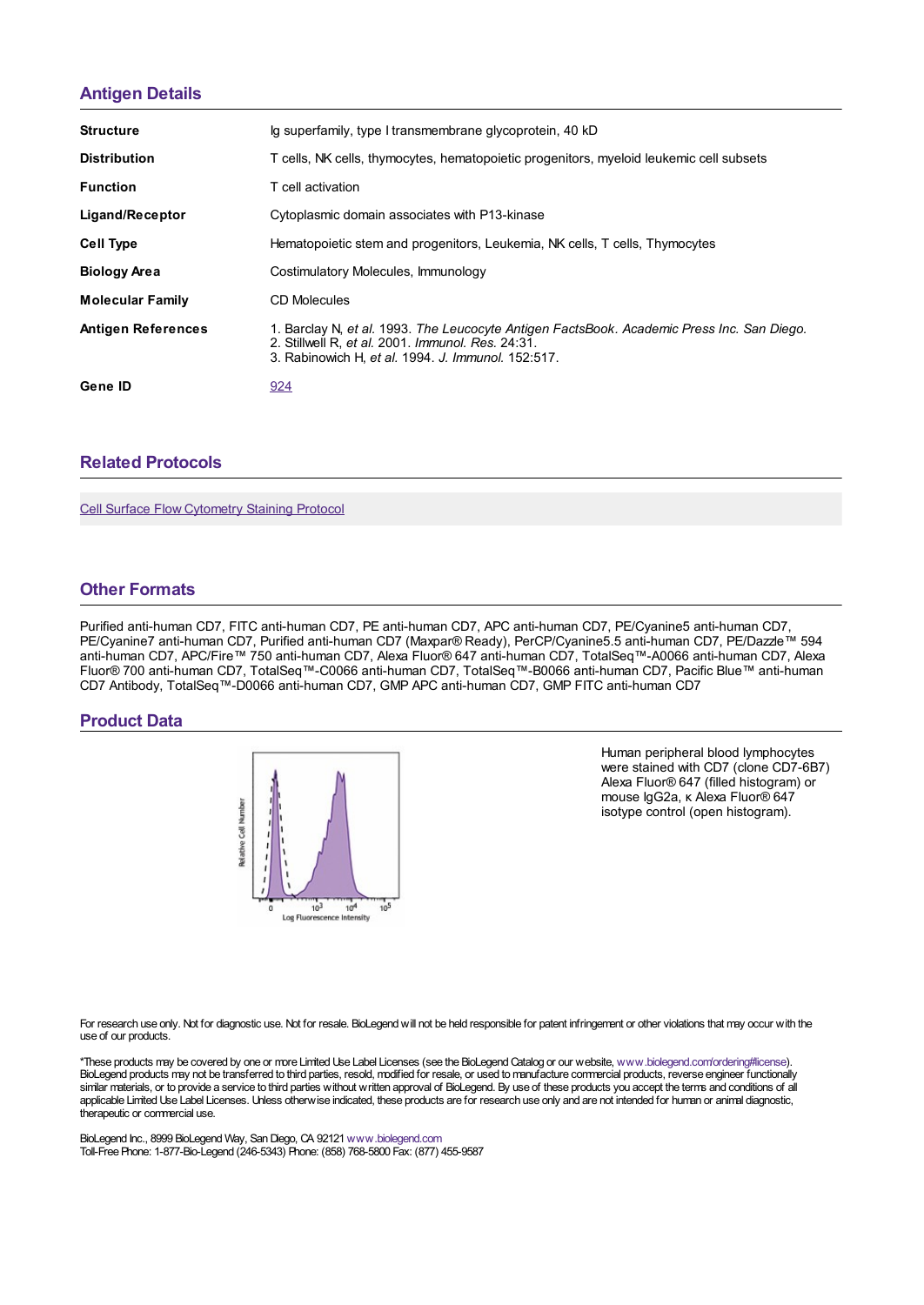## Antigen Details

| | |
|---|---|
| **Structure** | Ig superfamily, type I transmembrane glycoprotein, 40 kD |
| **Distribution** | T cells, NK cells, thymocytes, hematopoietic progenitors, myeloid leukemic cell subsets |
| **Function** | T cell activation |
| **Ligand/Receptor** | Cytoplasmic domain associates with P13-kinase |
| **Cell Type** | Hematopoietic stem and progenitors, Leukemia, NK cells, T cells, Thymocytes |
| **Biology Area** | Costimulatory Molecules, Immunology |
| **Molecular Family** | CD Molecules |
| **Antigen References** | 1. Barclay N, *et al.* 1993. *The Leucocyte Antigen FactsBook. Academic Press Inc. San Diego.* 2. Stillwell R, *et al.* 2001. *Immunol. Res.* 24:31. 3. Rabinowich H, *et al.* 1994. *J. Immunol.* 152:517. |
| **Gene ID** | 924 |

## Related Protocols

Cell Surface Flow Cytometry Staining Protocol

## Other Formats

Purified anti-human CD7, FITC anti-human CD7, PE anti-human CD7, APC anti-human CD7, PE/Cyanine5 anti-human CD7, PE/Cyanine7 anti-human CD7, Purified anti-human CD7 (Maxpar® Ready), PerCP/Cyanine5.5 anti-human CD7, PE/Dazzle™ 594 anti-human CD7, APC/Fire™ 750 anti-human CD7, Alexa Fluor® 647 anti-human CD7, TotalSeq™-A0066 anti-human CD7, Alexa Fluor® 700 anti-human CD7, TotalSeq™-C0066 anti-human CD7, TotalSeq™-B0066 anti-human CD7, Pacific Blue™ anti-human CD7 Antibody, TotalSeq™-D0066 anti-human CD7, GMP APC anti-human CD7, GMP FITC anti-human CD7

## Product Data

Relative Cell Number

0
$10^3$
$10^4$
$10^5$
Log Fluorescence Intensity

Human peripheral blood lymphocytes were stained with CD7 (clone CD7-6B7) Alexa Fluor® 647 (filled histogram) or mouse IgG2a, κ Alexa Fluor® 647 isotype control (open histogram).

For research use only. Not for diagnostic use. Not for resale. BioLegend will not be held responsible for patent infringement or other violations that may occur with the use of our products.

*These products may be covered by one or more Limited Use Label Licenses (see the BioLegend Catalog or our website, www.biolegend.com/ordering#license). BioLegend products may not be transferred to third parties, resold, modified for resale, or used to manufacture commercial products, reverse engineer functionally similar materials, or to provide a service to third parties without written approval of BioLegend. By use of these products you accept the terms and conditions of all applicable Limited Use Label Licenses. Unless otherwise indicated, these products are for research use only and are not intended for human or animal diagnostic, therapeutic or commercial use.

BioLegend Inc., 8999 BioLegend Way, San Diego, CA 92121 www.biolegend.com
Toll-Free Phone: 1-877-Bio-Legend (246-5343) Phone: (858) 768-5800 Fax: (877) 455-9587